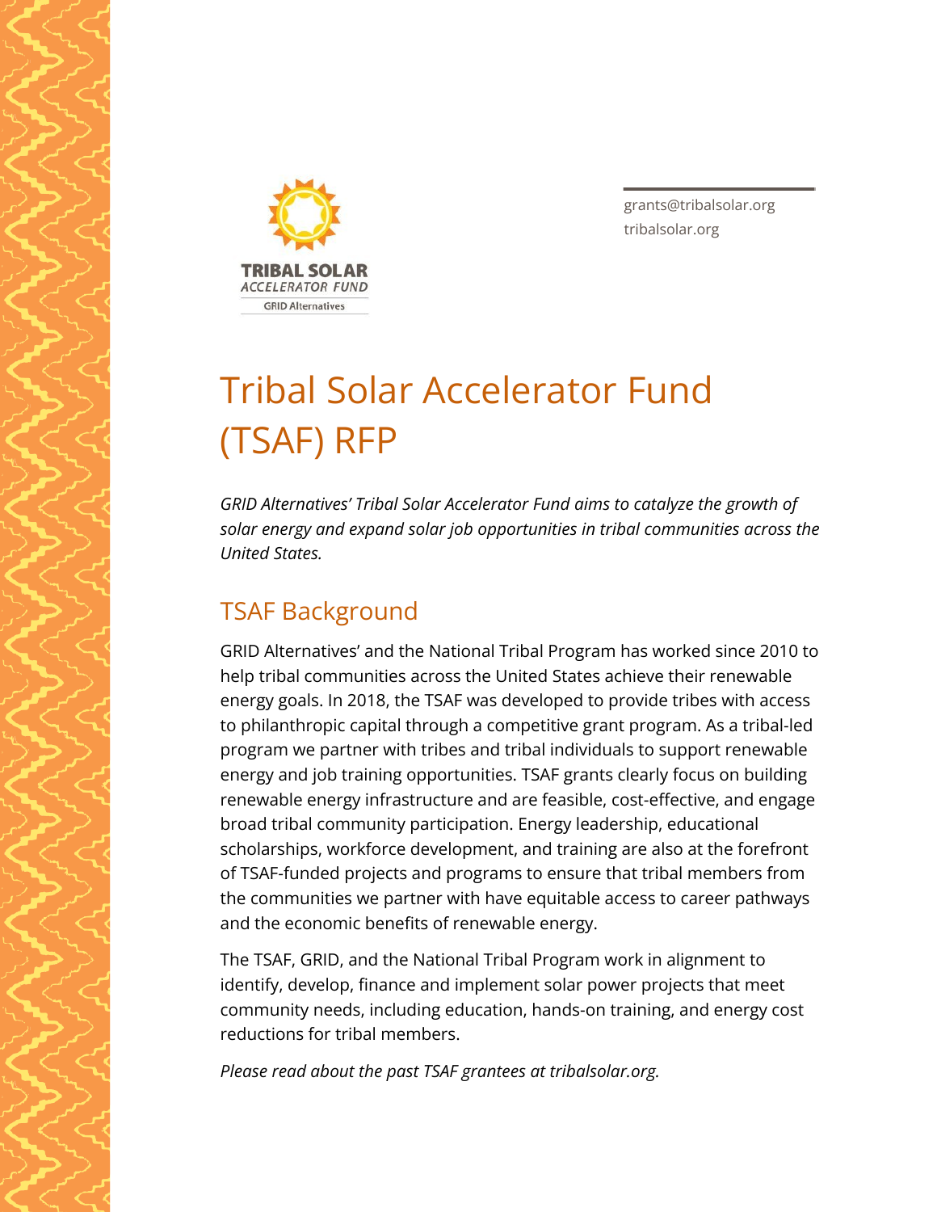TRIBAL SOLAR
*ACCELERATOR FUND*
GRID Alternatives

grants@tribalsolar.org
tribalsolar.org

# Tribal Solar Accelerator Fund (TSAF) RFP

*GRID Alternatives' Tribal Solar Accelerator Fund aims to catalyze the growth of solar energy and expand solar job opportunities in tribal communities across the United States.*

## TSAF Background

GRID Alternatives' and the National Tribal Program has worked since 2010 to help tribal communities across the United States achieve their renewable energy goals. In 2018, the TSAF was developed to provide tribes with access to philanthropic capital through a competitive grant program. As a tribal-led program we partner with tribes and tribal individuals to support renewable energy and job training opportunities. TSAF grants clearly focus on building renewable energy infrastructure and are feasible, cost-effective, and engage broad tribal community participation. Energy leadership, educational scholarships, workforce development, and training are also at the forefront of TSAF-funded projects and programs to ensure that tribal members from the communities we partner with have equitable access to career pathways and the economic benefits of renewable energy.

The TSAF, GRID, and the National Tribal Program work in alignment to identify, develop, finance and implement solar power projects that meet community needs, including education, hands-on training, and energy cost reductions for tribal members.

*Please read about the past TSAF grantees at tribalsolar.org.*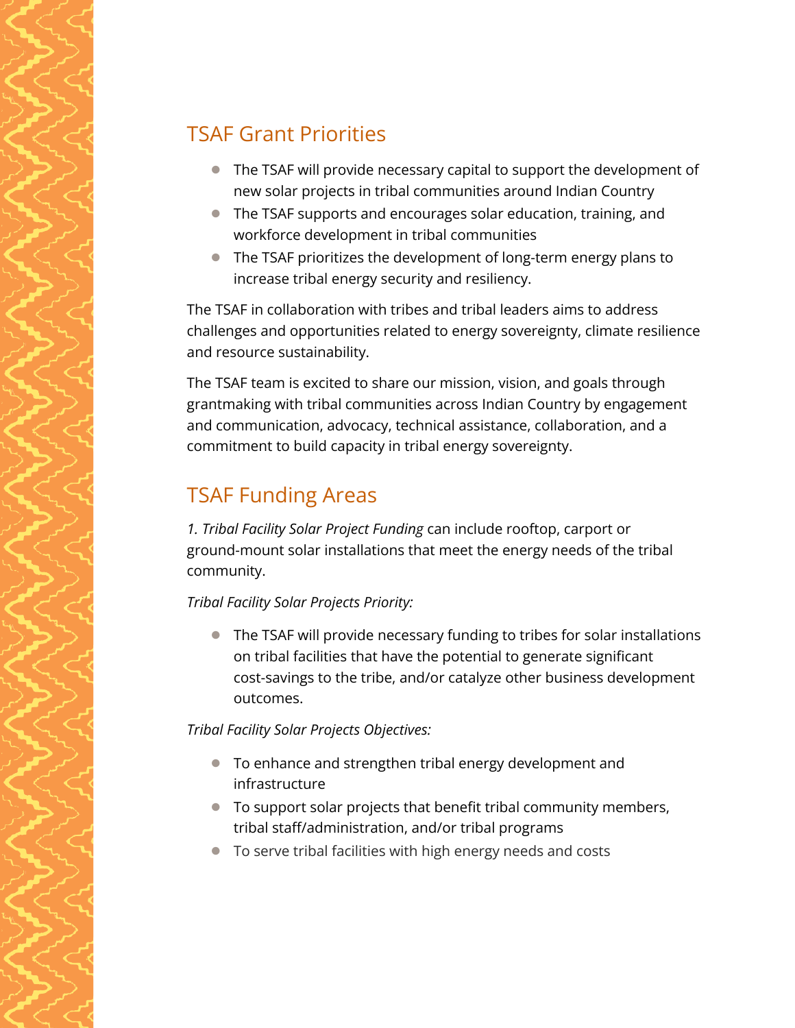## TSAF Grant Priorities

- The TSAF will provide necessary capital to support the development of new solar projects in tribal communities around Indian Country
- The TSAF supports and encourages solar education, training, and workforce development in tribal communities
- The TSAF prioritizes the development of long-term energy plans to increase tribal energy security and resiliency.

The TSAF in collaboration with tribes and tribal leaders aims to address challenges and opportunities related to energy sovereignty, climate resilience and resource sustainability.

The TSAF team is excited to share our mission, vision, and goals through grantmaking with tribal communities across Indian Country by engagement and communication, advocacy, technical assistance, collaboration, and a commitment to build capacity in tribal energy sovereignty.

## TSAF Funding Areas

*1. Tribal Facility Solar Project Funding* can include rooftop, carport or ground-mount solar installations that meet the energy needs of the tribal community.

*Tribal Facility Solar Projects Priority:*

- The TSAF will provide necessary funding to tribes for solar installations on tribal facilities that have the potential to generate significant cost-savings to the tribe, and/or catalyze other business development outcomes.

*Tribal Facility Solar Projects Objectives:*

- To enhance and strengthen tribal energy development and infrastructure
- To support solar projects that benefit tribal community members, tribal staff/administration, and/or tribal programs
- To serve tribal facilities with high energy needs and costs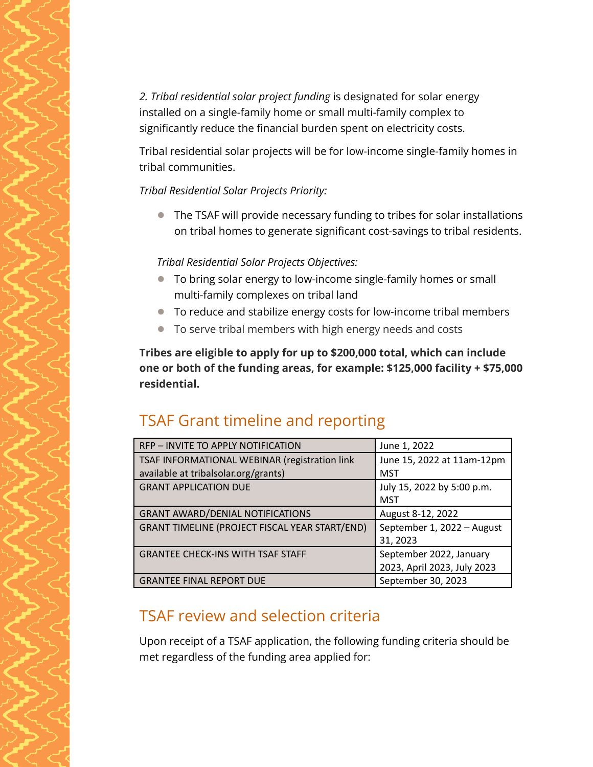*2. Tribal residential solar project funding* is designated for solar energy installed on a single-family home or small multi-family complex to significantly reduce the financial burden spent on electricity costs.

Tribal residential solar projects will be for low-income single-family homes in tribal communities.

*Tribal Residential Solar Projects Priority:*

- The TSAF will provide necessary funding to tribes for solar installations on tribal homes to generate significant cost-savings to tribal residents.

*Tribal Residential Solar Projects Objectives:*

- To bring solar energy to low-income single-family homes or small multi-family complexes on tribal land
- To reduce and stabilize energy costs for low-income tribal members
- To serve tribal members with high energy needs and costs

**Tribes are eligible to apply for up to $200,000 total, which can include one or both of the funding areas, for example: $125,000 facility + $75,000 residential.**

## TSAF Grant timeline and reporting

| | |
|---|---|
| RFP – INVITE TO APPLY NOTIFICATION | June 1, 2022 |
| TSAF INFORMATIONAL WEBINAR (registration link available at tribalsolar.org/grants) | June 15, 2022 at 11am-12pm MST |
| GRANT APPLICATION DUE | July 15, 2022 by 5:00 p.m. MST |
| GRANT AWARD/DENIAL NOTIFICATIONS | August 8-12, 2022 |
| GRANT TIMELINE (PROJECT FISCAL YEAR START/END) | September 1, 2022 – August 31, 2023 |
| GRANTEE CHECK-INS WITH TSAF STAFF | September 2022, January 2023, April 2023, July 2023 |
| GRANTEE FINAL REPORT DUE | September 30, 2023 |

## TSAF review and selection criteria

Upon receipt of a TSAF application, the following funding criteria should be met regardless of the funding area applied for: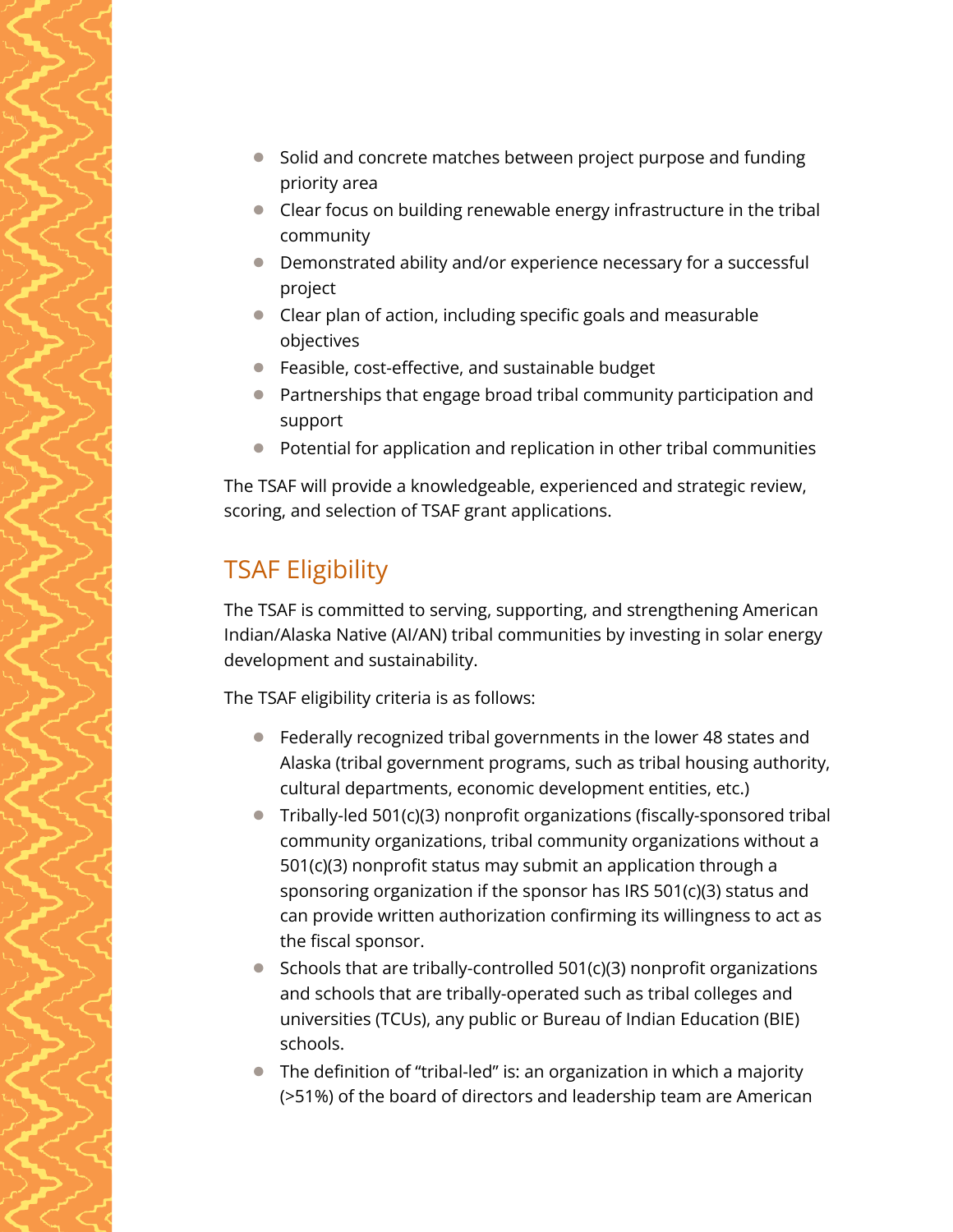- Solid and concrete matches between project purpose and funding priority area
- Clear focus on building renewable energy infrastructure in the tribal community
- Demonstrated ability and/or experience necessary for a successful project
- Clear plan of action, including specific goals and measurable objectives
- Feasible, cost-effective, and sustainable budget
- Partnerships that engage broad tribal community participation and support
- Potential for application and replication in other tribal communities

The TSAF will provide a knowledgeable, experienced and strategic review, scoring, and selection of TSAF grant applications.

## TSAF Eligibility

The TSAF is committed to serving, supporting, and strengthening American Indian/Alaska Native (AI/AN) tribal communities by investing in solar energy development and sustainability.

The TSAF eligibility criteria is as follows:

- Federally recognized tribal governments in the lower 48 states and Alaska (tribal government programs, such as tribal housing authority, cultural departments, economic development entities, etc.)
- Tribally-led 501(c)(3) nonprofit organizations (fiscally-sponsored tribal community organizations, tribal community organizations without a 501(c)(3) nonprofit status may submit an application through a sponsoring organization if the sponsor has IRS 501(c)(3) status and can provide written authorization confirming its willingness to act as the fiscal sponsor.
- Schools that are tribally-controlled 501(c)(3) nonprofit organizations and schools that are tribally-operated such as tribal colleges and universities (TCUs), any public or Bureau of Indian Education (BIE) schools.
- The definition of "tribal-led" is: an organization in which a majority (>51%) of the board of directors and leadership team are American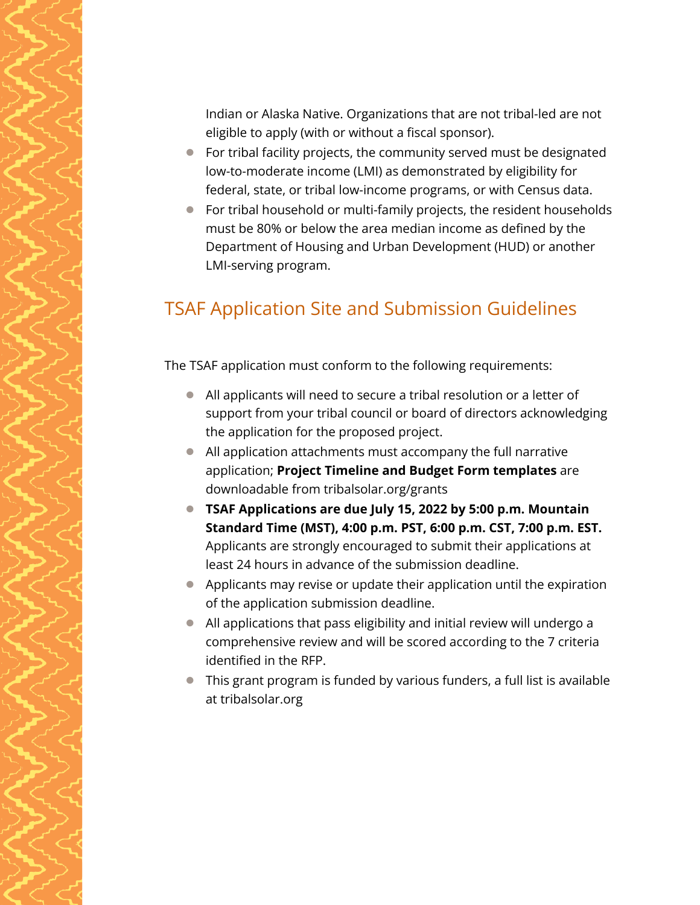Indian or Alaska Native. Organizations that are not tribal-led are not eligible to apply (with or without a fiscal sponsor).

- For tribal facility projects, the community served must be designated low-to-moderate income (LMI) as demonstrated by eligibility for federal, state, or tribal low-income programs, or with Census data.
- For tribal household or multi-family projects, the resident households must be 80% or below the area median income as defined by the Department of Housing and Urban Development (HUD) or another LMI-serving program.

## TSAF Application Site and Submission Guidelines

The TSAF application must conform to the following requirements:

- All applicants will need to secure a tribal resolution or a letter of support from your tribal council or board of directors acknowledging the application for the proposed project.
- All application attachments must accompany the full narrative application; **Project Timeline and Budget Form templates** are downloadable from tribalsolar.org/grants
- **TSAF Applications are due July 15, 2022 by 5:00 p.m. Mountain Standard Time (MST), 4:00 p.m. PST, 6:00 p.m. CST, 7:00 p.m. EST.** Applicants are strongly encouraged to submit their applications at least 24 hours in advance of the submission deadline.
- Applicants may revise or update their application until the expiration of the application submission deadline.
- All applications that pass eligibility and initial review will undergo a comprehensive review and will be scored according to the 7 criteria identified in the RFP.
- This grant program is funded by various funders, a full list is available at tribalsolar.org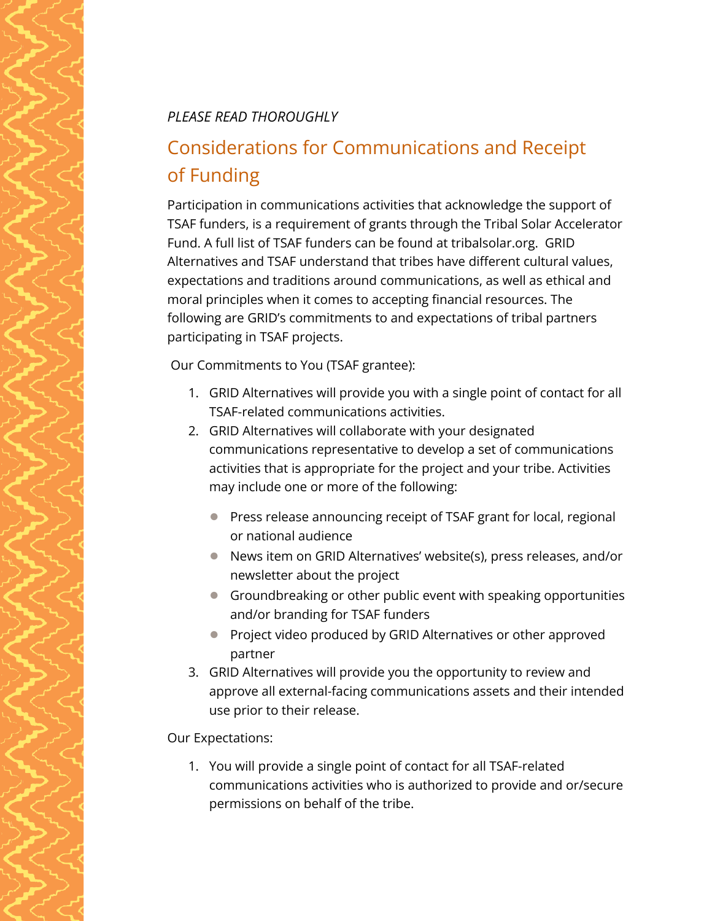*PLEASE READ THOROUGHLY*

## Considerations for Communications and Receipt of Funding

Participation in communications activities that acknowledge the support of TSAF funders, is a requirement of grants through the Tribal Solar Accelerator Fund. A full list of TSAF funders can be found at tribalsolar.org. GRID Alternatives and TSAF understand that tribes have different cultural values, expectations and traditions around communications, as well as ethical and moral principles when it comes to accepting financial resources. The following are GRID's commitments to and expectations of tribal partners participating in TSAF projects.

Our Commitments to You (TSAF grantee):

1. GRID Alternatives will provide you with a single point of contact for all TSAF-related communications activities.
2. GRID Alternatives will collaborate with your designated communications representative to develop a set of communications activities that is appropriate for the project and your tribe. Activities may include one or more of the following:
   - Press release announcing receipt of TSAF grant for local, regional or national audience
   - News item on GRID Alternatives' website(s), press releases, and/or newsletter about the project
   - Groundbreaking or other public event with speaking opportunities and/or branding for TSAF funders
   - Project video produced by GRID Alternatives or other approved partner
3. GRID Alternatives will provide you the opportunity to review and approve all external-facing communications assets and their intended use prior to their release.

Our Expectations:

1. You will provide a single point of contact for all TSAF-related communications activities who is authorized to provide and or/secure permissions on behalf of the tribe.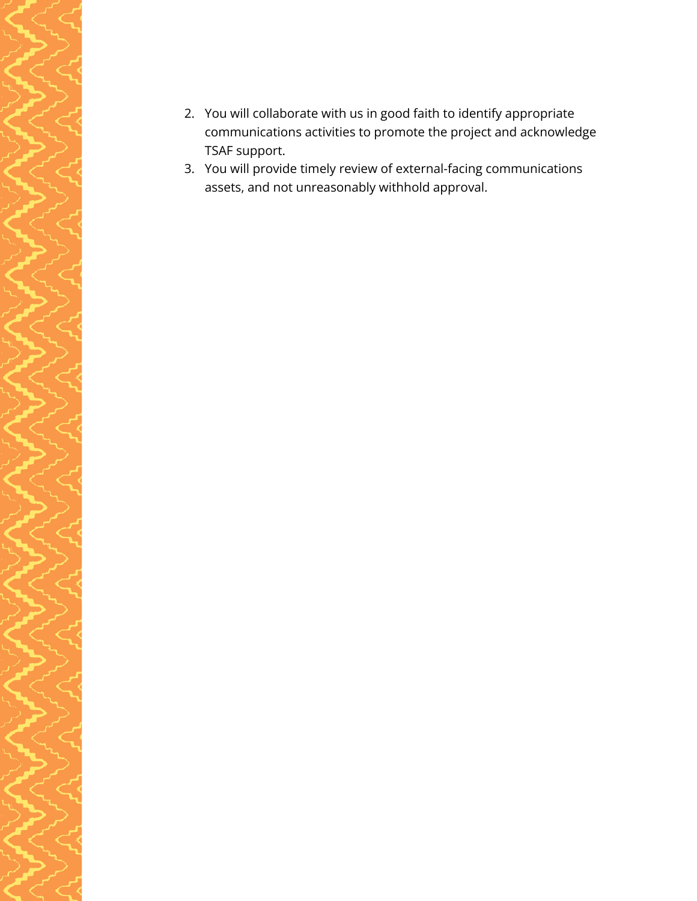2. You will collaborate with us in good faith to identify appropriate communications activities to promote the project and acknowledge TSAF support.
3. You will provide timely review of external-facing communications assets, and not unreasonably withhold approval.